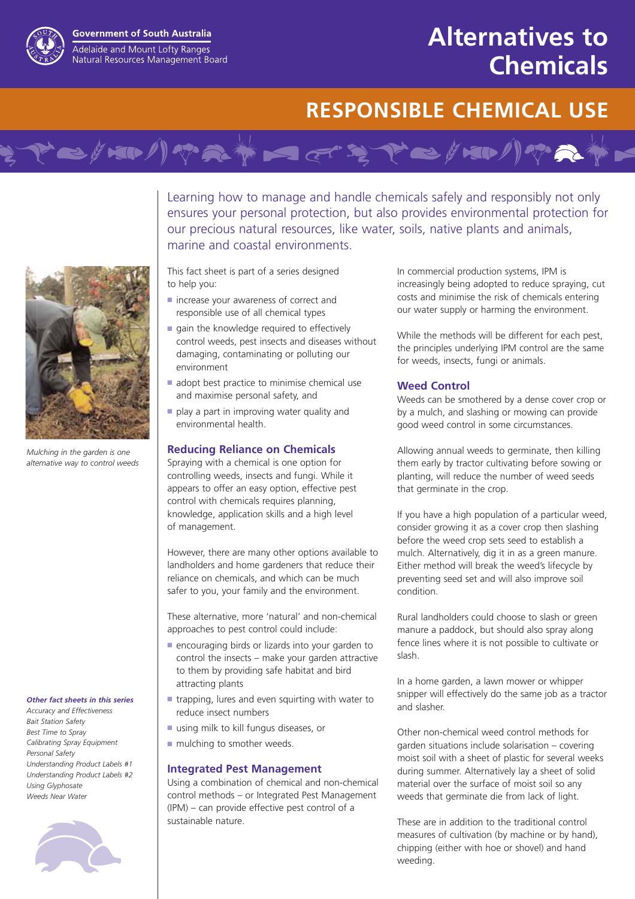Government of South Australia
Adelaide and Mount Lofty Ranges Natural Resources Management Board

# Alternatives to Chemicals

## RESPONSIBLE CHEMICAL USE

Learning how to manage and handle chemicals safely and responsibly not only ensures your personal protection, but also provides environmental protection for our precious natural resources, like water, soils, native plants and animals, marine and coastal environments.

*Mulching in the garden is one alternative way to control weeds*

This fact sheet is part of a series designed to help you:

- increase your awareness of correct and responsible use of all chemical types
- gain the knowledge required to effectively control weeds, pest insects and diseases without damaging, contaminating or polluting our environment
- adopt best practice to minimise chemical use and maximise personal safety, and
- play a part in improving water quality and environmental health.

### Reducing Reliance on Chemicals

Spraying with a chemical is one option for controlling weeds, insects and fungi. While it appears to offer an easy option, effective pest control with chemicals requires planning, knowledge, application skills and a high level of management.

However, there are many other options available to landholders and home gardeners that reduce their reliance on chemicals, and which can be much safer to you, your family and the environment.

These alternative, more 'natural' and non-chemical approaches to pest control could include:

- encouraging birds or lizards into your garden to control the insects – make your garden attractive to them by providing safe habitat and bird attracting plants
- trapping, lures and even squirting with water to reduce insect numbers
- using milk to kill fungus diseases, or
- mulching to smother weeds.

### Integrated Pest Management

Using a combination of chemical and non-chemical control methods – or Integrated Pest Management (IPM) – can provide effective pest control of a sustainable nature.

In commercial production systems, IPM is increasingly being adopted to reduce spraying, cut costs and minimise the risk of chemicals entering our water supply or harming the environment.

While the methods will be different for each pest, the principles underlying IPM control are the same for weeds, insects, fungi or animals.

### Weed Control

Weeds can be smothered by a dense cover crop or by a mulch, and slashing or mowing can provide good weed control in some circumstances.

Allowing annual weeds to germinate, then killing them early by tractor cultivating before sowing or planting, will reduce the number of weed seeds that germinate in the crop.

If you have a high population of a particular weed, consider growing it as a cover crop then slashing before the weed crop sets seed to establish a mulch. Alternatively, dig it in as a green manure. Either method will break the weed's lifecycle by preventing seed set and will also improve soil condition.

Rural landholders could choose to slash or green manure a paddock, but should also spray along fence lines where it is not possible to cultivate or slash.

In a home garden, a lawn mower or whipper snipper will effectively do the same job as a tractor and slasher.

Other non-chemical weed control methods for garden situations include solarisation – covering moist soil with a sheet of plastic for several weeks during summer. Alternatively lay a sheet of solid material over the surface of moist soil so any weeds that germinate die from lack of light.

These are in addition to the traditional control measures of cultivation (by machine or by hand), chipping (either with hoe or shovel) and hand weeding.

***Other fact sheets in this series***

*Accuracy and Effectiveness*
*Bait Station Safety*
*Best Time to Spray*
*Calibrating Spray Equipment*
*Personal Safety*
*Understanding Product Labels #1*
*Understanding Product Labels #2*
*Using Glyphosate*
*Weeds Near Water*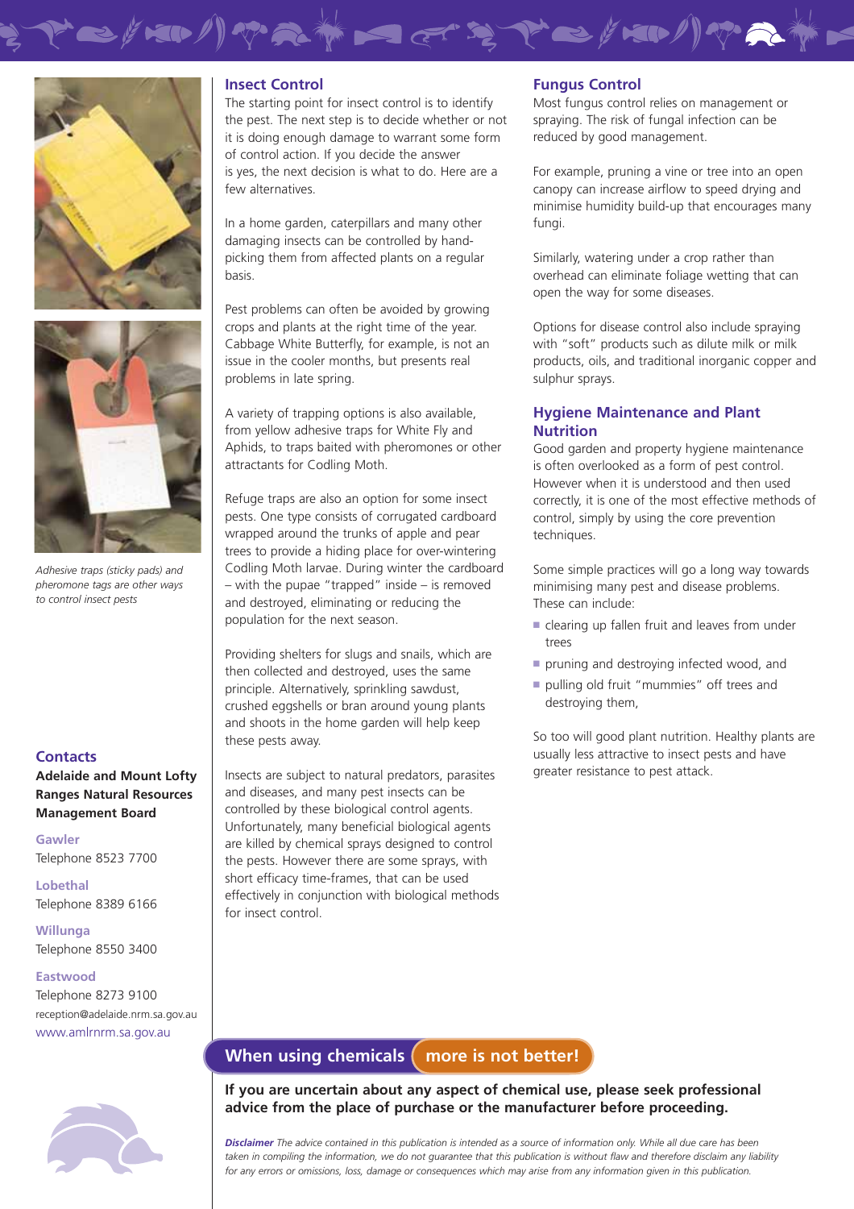Adhesive traps (sticky pads) and pheromone tags are other ways to control insect pests

## Insect Control

The starting point for insect control is to identify the pest. The next step is to decide whether or not it is doing enough damage to warrant some form of control action. If you decide the answer is yes, the next decision is what to do. Here are a few alternatives.

In a home garden, caterpillars and many other damaging insects can be controlled by hand-picking them from affected plants on a regular basis.

Pest problems can often be avoided by growing crops and plants at the right time of the year. Cabbage White Butterfly, for example, is not an issue in the cooler months, but presents real problems in late spring.

A variety of trapping options is also available, from yellow adhesive traps for White Fly and Aphids, to traps baited with pheromones or other attractants for Codling Moth.

Refuge traps are also an option for some insect pests. One type consists of corrugated cardboard wrapped around the trunks of apple and pear trees to provide a hiding place for over-wintering Codling Moth larvae. During winter the cardboard – with the pupae "trapped" inside – is removed and destroyed, eliminating or reducing the population for the next season.

Providing shelters for slugs and snails, which are then collected and destroyed, uses the same principle. Alternatively, sprinkling sawdust, crushed eggshells or bran around young plants and shoots in the home garden will help keep these pests away.

Insects are subject to natural predators, parasites and diseases, and many pest insects can be controlled by these biological control agents. Unfortunately, many beneficial biological agents are killed by chemical sprays designed to control the pests. However there are some sprays, with short efficacy time-frames, that can be used effectively in conjunction with biological methods for insect control.

## Fungus Control

Most fungus control relies on management or spraying. The risk of fungal infection can be reduced by good management.

For example, pruning a vine or tree into an open canopy can increase airflow to speed drying and minimise humidity build-up that encourages many fungi.

Similarly, watering under a crop rather than overhead can eliminate foliage wetting that can open the way for some diseases.

Options for disease control also include spraying with "soft" products such as dilute milk or milk products, oils, and traditional inorganic copper and sulphur sprays.

## Hygiene Maintenance and Plant Nutrition

Good garden and property hygiene maintenance is often overlooked as a form of pest control. However when it is understood and then used correctly, it is one of the most effective methods of control, simply by using the core prevention techniques.

Some simple practices will go a long way towards minimising many pest and disease problems. These can include:

- clearing up fallen fruit and leaves from under trees
- pruning and destroying infected wood, and
- pulling old fruit "mummies" off trees and destroying them,

So too will good plant nutrition. Healthy plants are usually less attractive to insect pests and have greater resistance to pest attack.

## Contacts

**Adelaide and Mount Lofty Ranges Natural Resources Management Board**

**Gawler**
Telephone 8523 7700

**Lobethal**
Telephone 8389 6166

**Willunga**
Telephone 8550 3400

**Eastwood**
Telephone 8273 9100
reception@adelaide.nrm.sa.gov.au
www.amlrnrm.sa.gov.au

## When using chemicals more is not better!

**If you are uncertain about any aspect of chemical use, please seek professional advice from the place of purchase or the manufacturer before proceeding.**

***Disclaimer*** *The advice contained in this publication is intended as a source of information only. While all due care has been taken in compiling the information, we do not guarantee that this publication is without flaw and therefore disclaim any liability for any errors or omissions, loss, damage or consequences which may arise from any information given in this publication.*